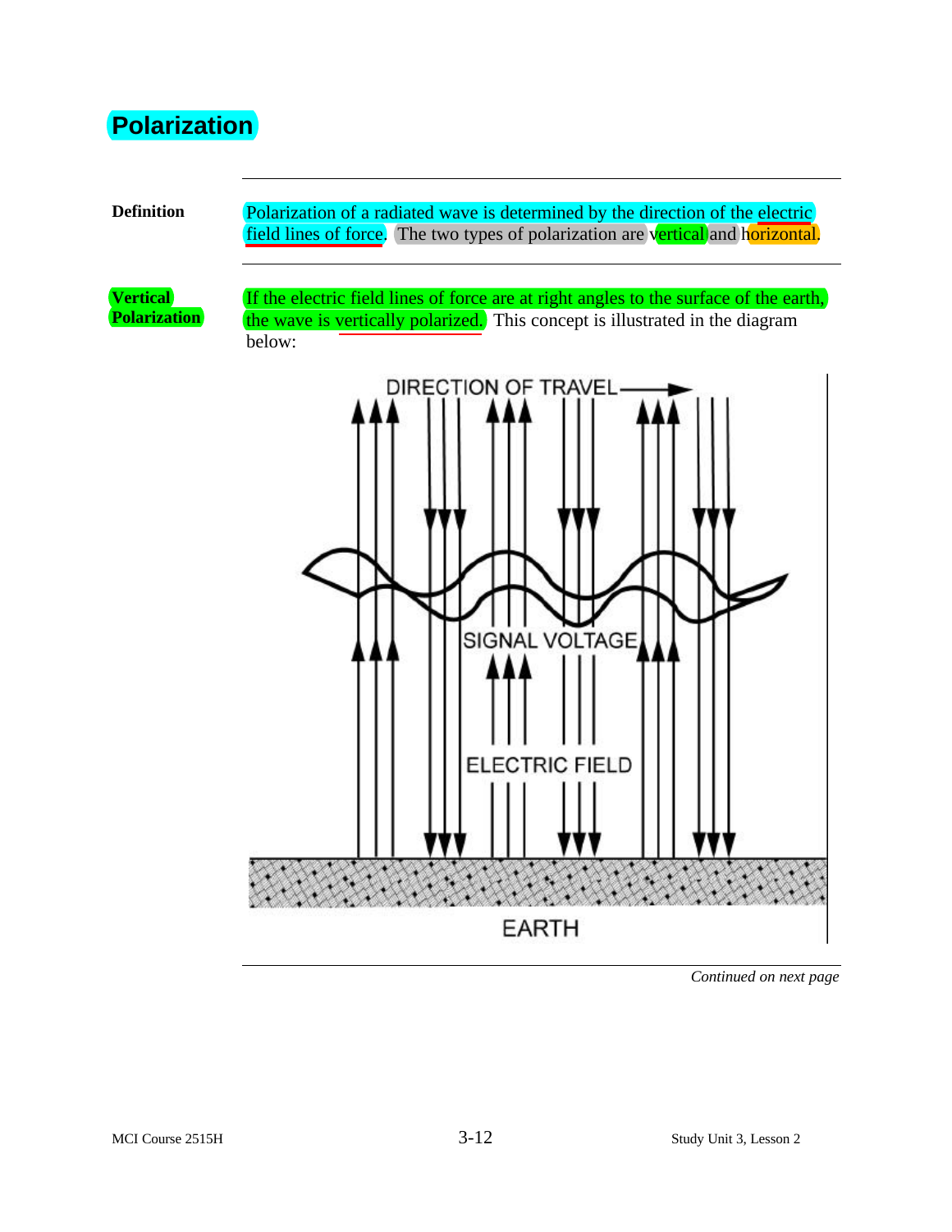# Polarization

**Definition**

Polarization of a radiated wave is determined by the direction of the electric field lines of force. The two types of polarization are vertical and horizontal.

**Vertical Polarization**

If the electric field lines of force are at right angles to the surface of the earth, the wave is vertically polarized. This concept is illustrated in the diagram below:

DIRECTION OF TRAVEL

SIGNAL VOLTAGE

ELECTRIC FIELD

EARTH

*Continued on next page*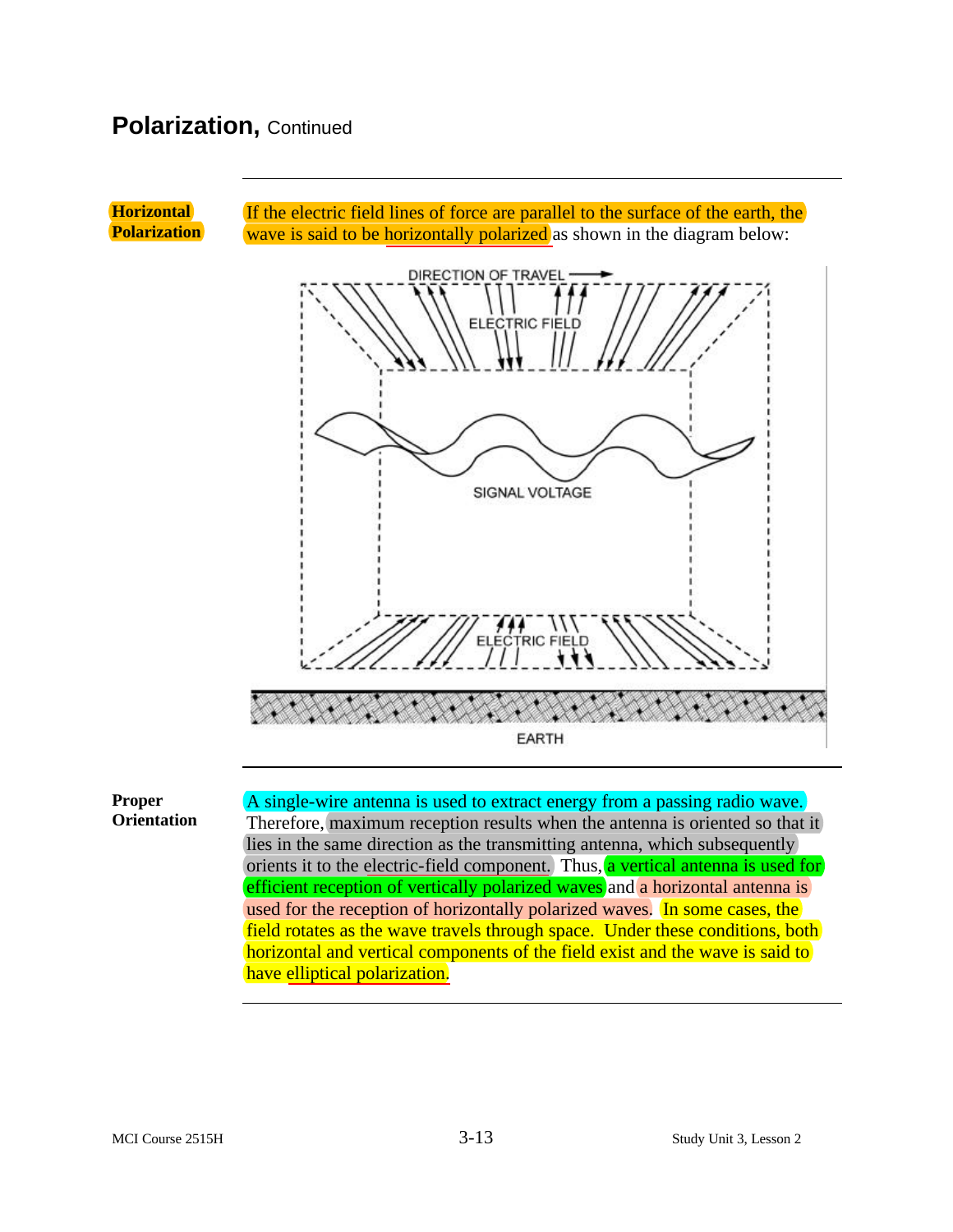## Polarization, Continued

**Horizontal Polarization**

If the electric field lines of force are parallel to the surface of the earth, the wave is said to be horizontally polarized as shown in the diagram below:

**Proper Orientation**

A single-wire antenna is used to extract energy from a passing radio wave. Therefore, maximum reception results when the antenna is oriented so that it lies in the same direction as the transmitting antenna, which subsequently orients it to the electric-field component. Thus, a vertical antenna is used for efficient reception of vertically polarized waves and a horizontal antenna is used for the reception of horizontally polarized waves. In some cases, the field rotates as the wave travels through space. Under these conditions, both horizontal and vertical components of the field exist and the wave is said to have elliptical polarization.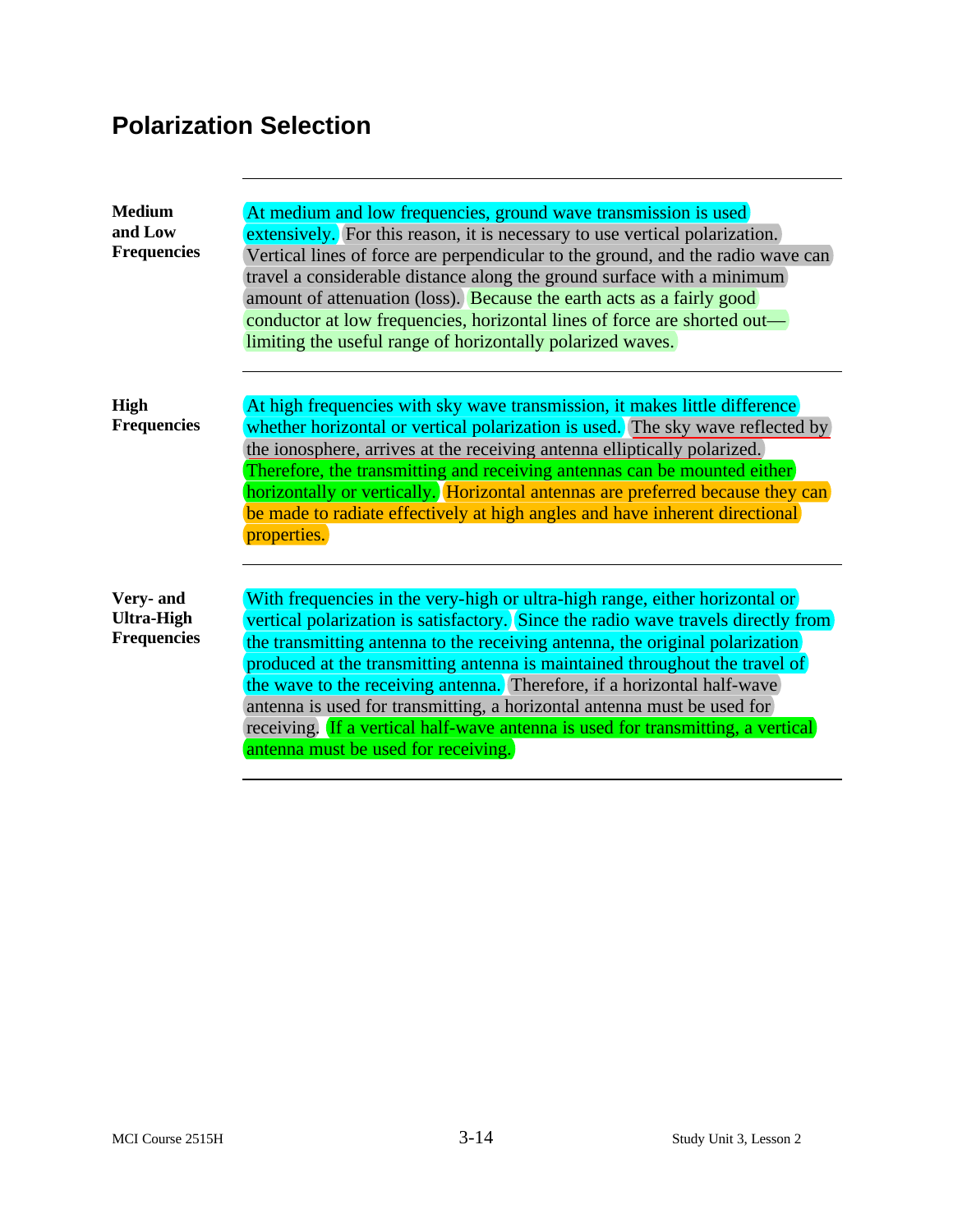## Polarization Selection

**Medium and Low Frequencies**

At medium and low frequencies, ground wave transmission is used extensively. For this reason, it is necessary to use vertical polarization. Vertical lines of force are perpendicular to the ground, and the radio wave can travel a considerable distance along the ground surface with a minimum amount of attenuation (loss). Because the earth acts as a fairly good conductor at low frequencies, horizontal lines of force are shorted out—limiting the useful range of horizontally polarized waves.

**High Frequencies**

At high frequencies with sky wave transmission, it makes little difference whether horizontal or vertical polarization is used. The sky wave reflected by the ionosphere, arrives at the receiving antenna elliptically polarized. Therefore, the transmitting and receiving antennas can be mounted either horizontally or vertically. Horizontal antennas are preferred because they can be made to radiate effectively at high angles and have inherent directional properties.

**Very- and Ultra-High Frequencies**

With frequencies in the very-high or ultra-high range, either horizontal or vertical polarization is satisfactory. Since the radio wave travels directly from the transmitting antenna to the receiving antenna, the original polarization produced at the transmitting antenna is maintained throughout the travel of the wave to the receiving antenna. Therefore, if a horizontal half-wave antenna is used for transmitting, a horizontal antenna must be used for receiving. If a vertical half-wave antenna is used for transmitting, a vertical antenna must be used for receiving.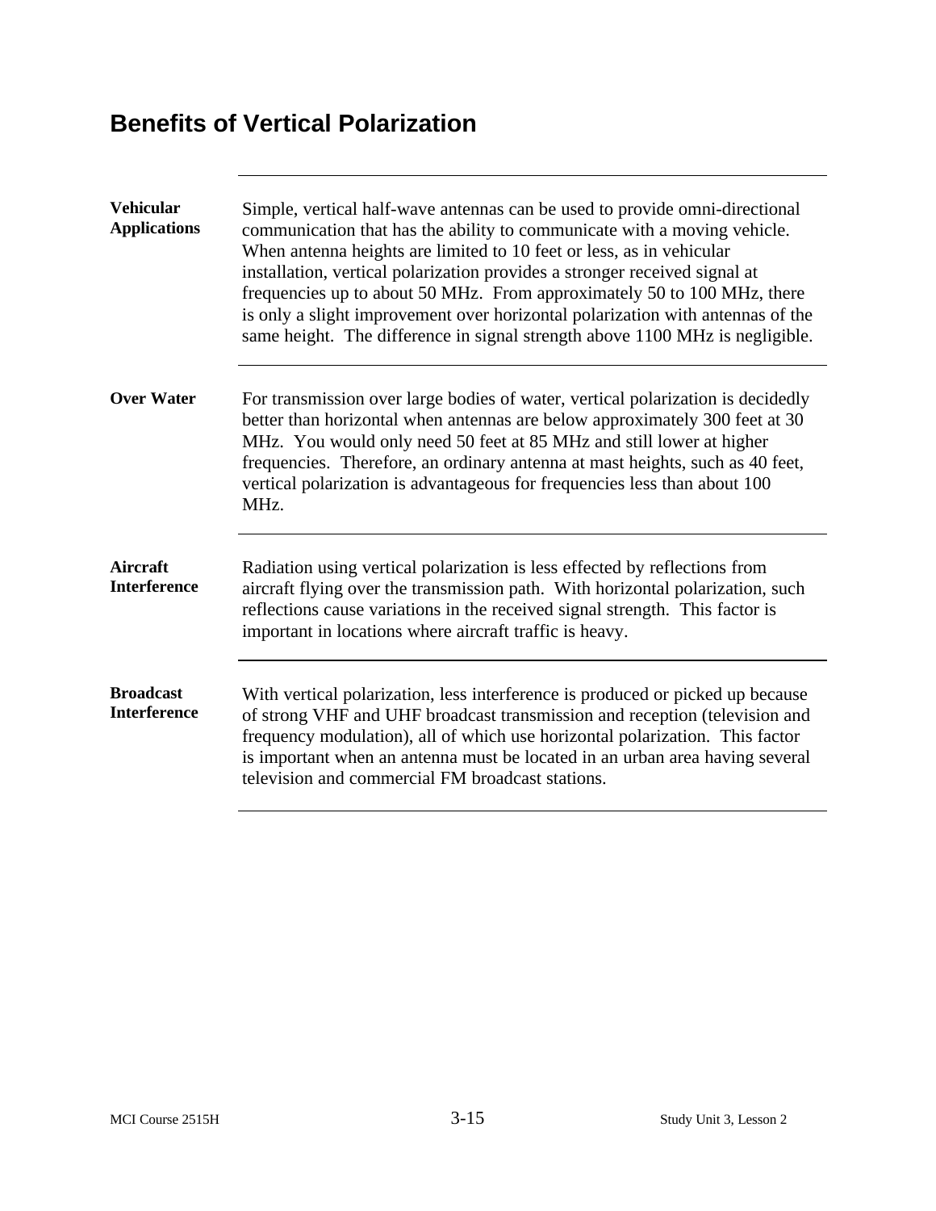## Benefits of Vertical Polarization

**Vehicular Applications**

Simple, vertical half-wave antennas can be used to provide omni-directional communication that has the ability to communicate with a moving vehicle. When antenna heights are limited to 10 feet or less, as in vehicular installation, vertical polarization provides a stronger received signal at frequencies up to about 50 MHz. From approximately 50 to 100 MHz, there is only a slight improvement over horizontal polarization with antennas of the same height. The difference in signal strength above 1100 MHz is negligible.

**Over Water**

For transmission over large bodies of water, vertical polarization is decidedly better than horizontal when antennas are below approximately 300 feet at 30 MHz. You would only need 50 feet at 85 MHz and still lower at higher frequencies. Therefore, an ordinary antenna at mast heights, such as 40 feet, vertical polarization is advantageous for frequencies less than about 100 MHz.

**Aircraft Interference**

Radiation using vertical polarization is less effected by reflections from aircraft flying over the transmission path. With horizontal polarization, such reflections cause variations in the received signal strength. This factor is important in locations where aircraft traffic is heavy.

**Broadcast Interference**

With vertical polarization, less interference is produced or picked up because of strong VHF and UHF broadcast transmission and reception (television and frequency modulation), all of which use horizontal polarization. This factor is important when an antenna must be located in an urban area having several television and commercial FM broadcast stations.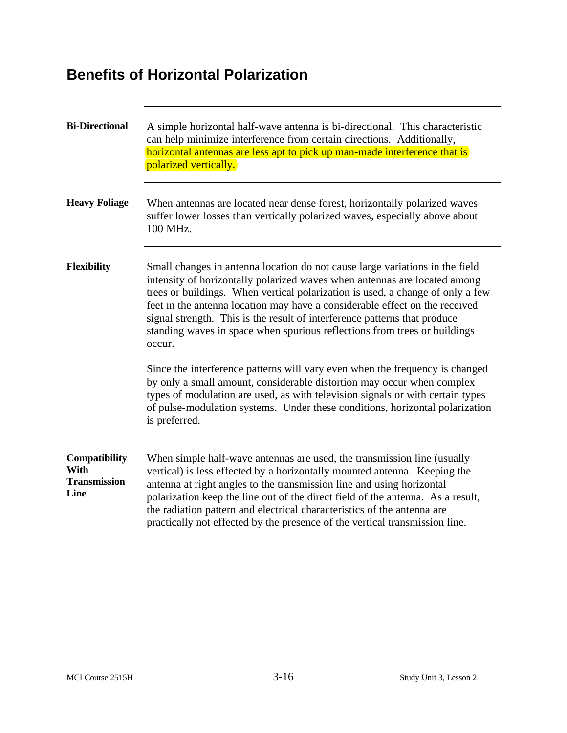# Benefits of Horizontal Polarization

| | |
|---|---|
| **Bi-Directional** | A simple horizontal half-wave antenna is bi-directional. This characteristic can help minimize interference from certain directions. Additionally, horizontal antennas are less apt to pick up man-made interference that is polarized vertically. |
| **Heavy Foliage** | When antennas are located near dense forest, horizontally polarized waves suffer lower losses than vertically polarized waves, especially above about 100 MHz. |
| **Flexibility** | Small changes in antenna location do not cause large variations in the field intensity of horizontally polarized waves when antennas are located among trees or buildings. When vertical polarization is used, a change of only a few feet in the antenna location may have a considerable effect on the received signal strength. This is the result of interference patterns that produce standing waves in space when spurious reflections from trees or buildings occur.<br><br>Since the interference patterns will vary even when the frequency is changed by only a small amount, considerable distortion may occur when complex types of modulation are used, as with television signals or with certain types of pulse-modulation systems. Under these conditions, horizontal polarization is preferred. |
| **Compatibility With Transmission Line** | When simple half-wave antennas are used, the transmission line (usually vertical) is less effected by a horizontally mounted antenna. Keeping the antenna at right angles to the transmission line and using horizontal polarization keep the line out of the direct field of the antenna. As a result, the radiation pattern and electrical characteristics of the antenna are practically not effected by the presence of the vertical transmission line. |